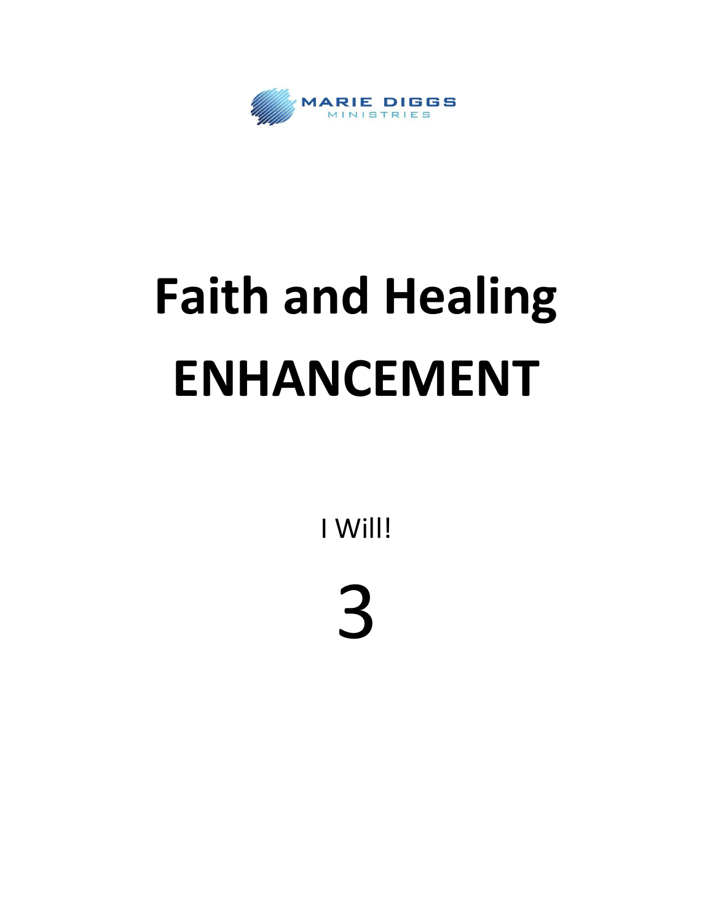MARIE DIGGS
MINISTRIES

# Faith and Healing

# ENHANCEMENT

I Will!

3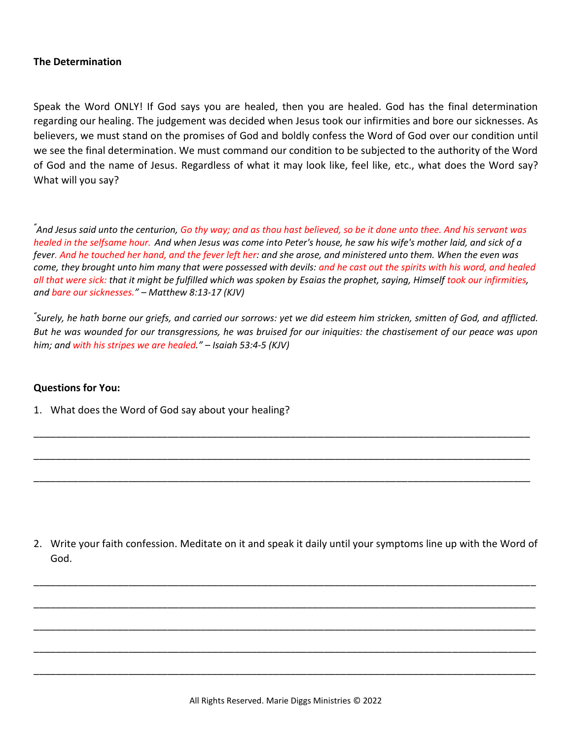**The Determination**

Speak the Word ONLY! If God says you are healed, then you are healed. God has the final determination regarding our healing. The judgement was decided when Jesus took our infirmities and bore our sicknesses. As believers, we must stand on the promises of God and boldly confess the Word of God over our condition until we see the final determination. We must command our condition to be subjected to the authority of the Word of God and the name of Jesus. Regardless of what it may look like, feel like, etc., what does the Word say? What will you say?

*"And Jesus said unto the centurion, Go thy way; and as thou hast believed, so be it done unto thee. And his servant was healed in the selfsame hour. And when Jesus was come into Peter's house, he saw his wife's mother laid, and sick of a fever. And he touched her hand, and the fever left her: and she arose, and ministered unto them. When the even was come, they brought unto him many that were possessed with devils: and he cast out the spirits with his word, and healed all that were sick: that it might be fulfilled which was spoken by Esaias the prophet, saying, Himself took our infirmities, and bare our sicknesses." – Matthew 8:13-17 (KJV)*

*"Surely, he hath borne our griefs, and carried our sorrows: yet we did esteem him stricken, smitten of God, and afflicted. But he was wounded for our transgressions, he was bruised for our iniquities: the chastisement of our peace was upon him; and with his stripes we are healed." – Isaiah 53:4-5 (KJV)*

**Questions for You:**

1. What does the Word of God say about your healing?

_______________________________________________________________________________

_______________________________________________________________________________

_______________________________________________________________________________

2. Write your faith confession. Meditate on it and speak it daily until your symptoms line up with the Word of God.

_______________________________________________________________________________

_______________________________________________________________________________

_______________________________________________________________________________

_______________________________________________________________________________

_______________________________________________________________________________

All Rights Reserved. Marie Diggs Ministries © 2022